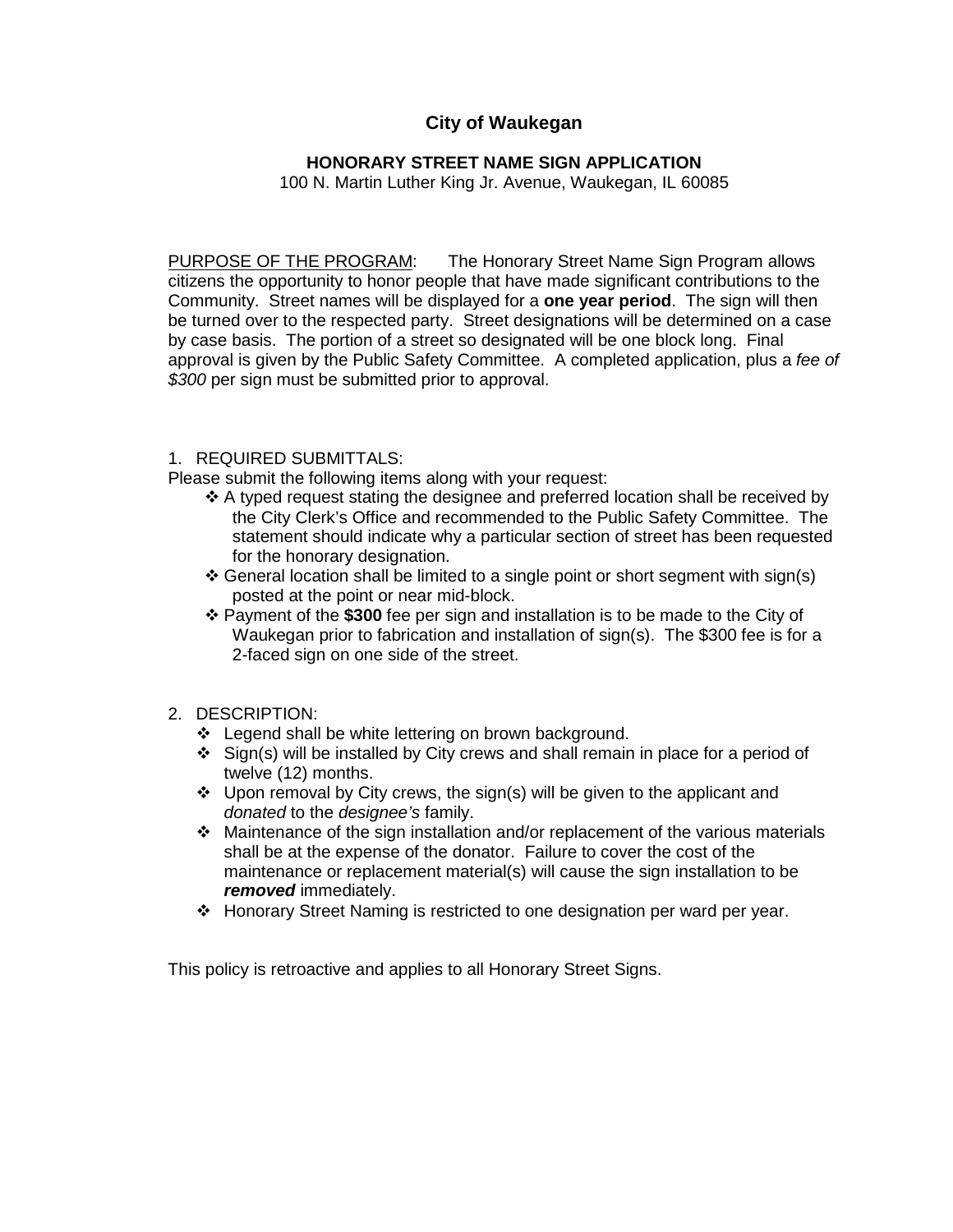# City of Waukegan

## HONORARY STREET NAME SIGN APPLICATION

100 N. Martin Luther King Jr. Avenue, Waukegan, IL 60085

PURPOSE OF THE PROGRAM: The Honorary Street Name Sign Program allows citizens the opportunity to honor people that have made significant contributions to the Community. Street names will be displayed for a **one year period**. The sign will then be turned over to the respected party. Street designations will be determined on a case by case basis. The portion of a street so designated will be one block long. Final approval is given by the Public Safety Committee. A completed application, plus a *fee of $300* per sign must be submitted prior to approval.

1. REQUIRED SUBMITTALS:

Please submit the following items along with your request:

- A typed request stating the designee and preferred location shall be received by the City Clerk's Office and recommended to the Public Safety Committee. The statement should indicate why a particular section of street has been requested for the honorary designation.
- General location shall be limited to a single point or short segment with sign(s) posted at the point or near mid-block.
- Payment of the **$300** fee per sign and installation is to be made to the City of Waukegan prior to fabrication and installation of sign(s). The $300 fee is for a 2-faced sign on one side of the street.

2. DESCRIPTION:

- Legend shall be white lettering on brown background.
- Sign(s) will be installed by City crews and shall remain in place for a period of twelve (12) months.
- Upon removal by City crews, the sign(s) will be given to the applicant and *donated* to the *designee's* family.
- Maintenance of the sign installation and/or replacement of the various materials shall be at the expense of the donator. Failure to cover the cost of the maintenance or replacement material(s) will cause the sign installation to be ***removed*** immediately.
- Honorary Street Naming is restricted to one designation per ward per year.

This policy is retroactive and applies to all Honorary Street Signs.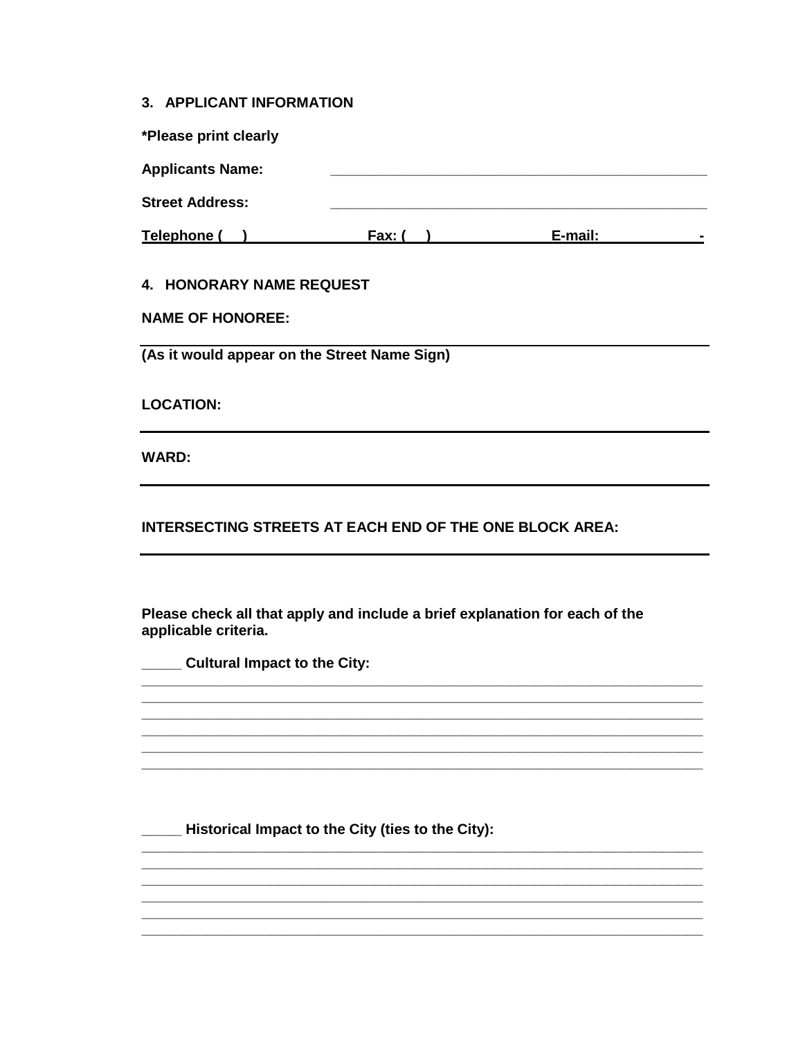## 3. APPLICANT INFORMATION

**\*Please print clearly**

**Applicants Name:** ________________________________________________

**Street Address:** ________________________________________________

**Telephone ( )** **Fax: ( )** **E-mail:** -

## 4. HONORARY NAME REQUEST

**NAME OF HONOREE:**

---

**(As it would appear on the Street Name Sign)**

**LOCATION:**

---

**WARD:**

---

**INTERSECTING STREETS AT EACH END OF THE ONE BLOCK AREA:**

---

**Please check all that apply and include a brief explanation for each of the applicable criteria.**

_____ **Cultural Impact to the City:**
__________________________________________________________________________
__________________________________________________________________________
__________________________________________________________________________
__________________________________________________________________________
__________________________________________________________________________
__________________________________________________________________________

_____ **Historical Impact to the City (ties to the City):**
__________________________________________________________________________
__________________________________________________________________________
__________________________________________________________________________
__________________________________________________________________________
__________________________________________________________________________
__________________________________________________________________________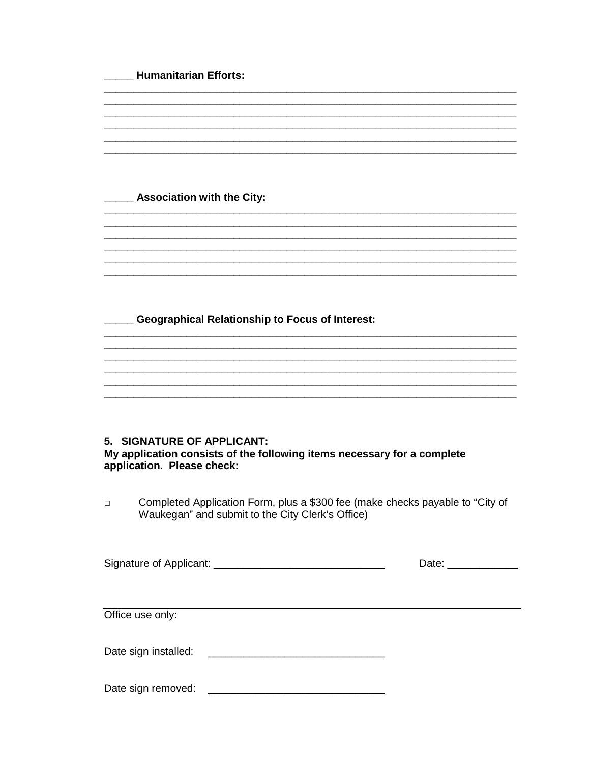_____ **Humanitarian Efforts:**

________________________________________________________________________
________________________________________________________________________
________________________________________________________________________
________________________________________________________________________
________________________________________________________________________
________________________________________________________________________

_____ **Association with the City:**

________________________________________________________________________
________________________________________________________________________
________________________________________________________________________
________________________________________________________________________
________________________________________________________________________
________________________________________________________________________

_____ **Geographical Relationship to Focus of Interest:**

________________________________________________________________________
________________________________________________________________________
________________________________________________________________________
________________________________________________________________________
________________________________________________________________________
________________________________________________________________________

**5. SIGNATURE OF APPLICANT:**
**My application consists of the following items necessary for a complete application. Please check:**

□ Completed Application Form, plus a $300 fee (make checks payable to "City of Waukegan" and submit to the City Clerk's Office)

Signature of Applicant: _____________________________ Date: ____________

---

Office use only:

Date sign installed: ______________________________

Date sign removed: ______________________________